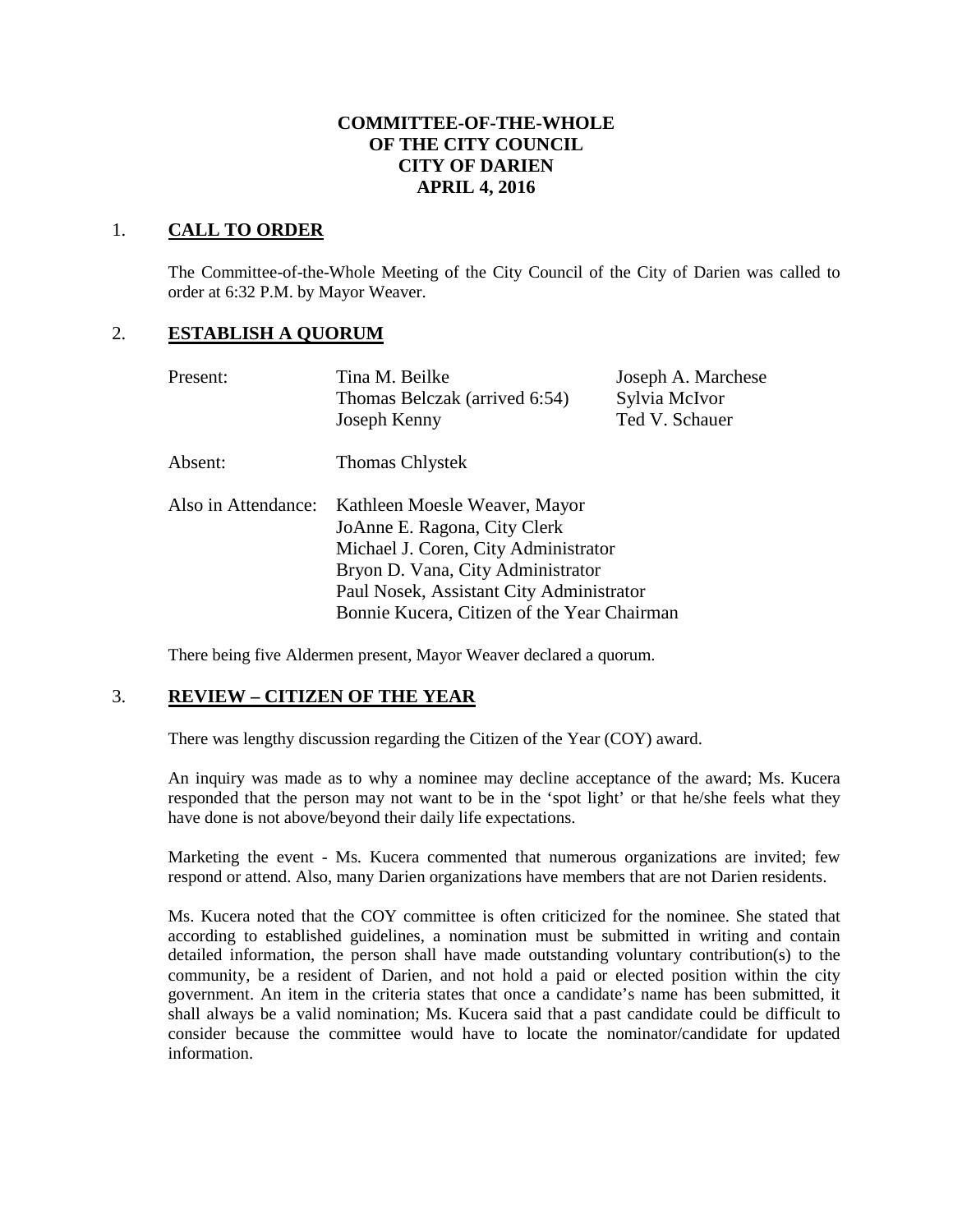# COMMITTEE-OF-THE-WHOLE
# OF THE CITY COUNCIL
# CITY OF DARIEN
# APRIL 4, 2016

## 1. CALL TO ORDER

The Committee-of-the-Whole Meeting of the City Council of the City of Darien was called to order at 6:32 P.M. by Mayor Weaver.

## 2. ESTABLISH A QUORUM

| | | |
|---|---|---|
| Present: | Tina M. Beilke | Joseph A. Marchese |
| | Thomas Belczak (arrived 6:54) | Sylvia McIvor |
| | Joseph Kenny | Ted V. Schauer |
| Absent: | Thomas Chlystek | |
| Also in Attendance: | Kathleen Moesle Weaver, Mayor | |
| | JoAnne E. Ragona, City Clerk | |
| | Michael J. Coren, City Administrator | |
| | Bryon D. Vana, City Administrator | |
| | Paul Nosek, Assistant City Administrator | |
| | Bonnie Kucera, Citizen of the Year Chairman | |

There being five Aldermen present, Mayor Weaver declared a quorum.

## 3. REVIEW – CITIZEN OF THE YEAR

There was lengthy discussion regarding the Citizen of the Year (COY) award.

An inquiry was made as to why a nominee may decline acceptance of the award; Ms. Kucera responded that the person may not want to be in the 'spot light' or that he/she feels what they have done is not above/beyond their daily life expectations.

Marketing the event - Ms. Kucera commented that numerous organizations are invited; few respond or attend. Also, many Darien organizations have members that are not Darien residents.

Ms. Kucera noted that the COY committee is often criticized for the nominee. She stated that according to established guidelines, a nomination must be submitted in writing and contain detailed information, the person shall have made outstanding voluntary contribution(s) to the community, be a resident of Darien, and not hold a paid or elected position within the city government. An item in the criteria states that once a candidate's name has been submitted, it shall always be a valid nomination; Ms. Kucera said that a past candidate could be difficult to consider because the committee would have to locate the nominator/candidate for updated information.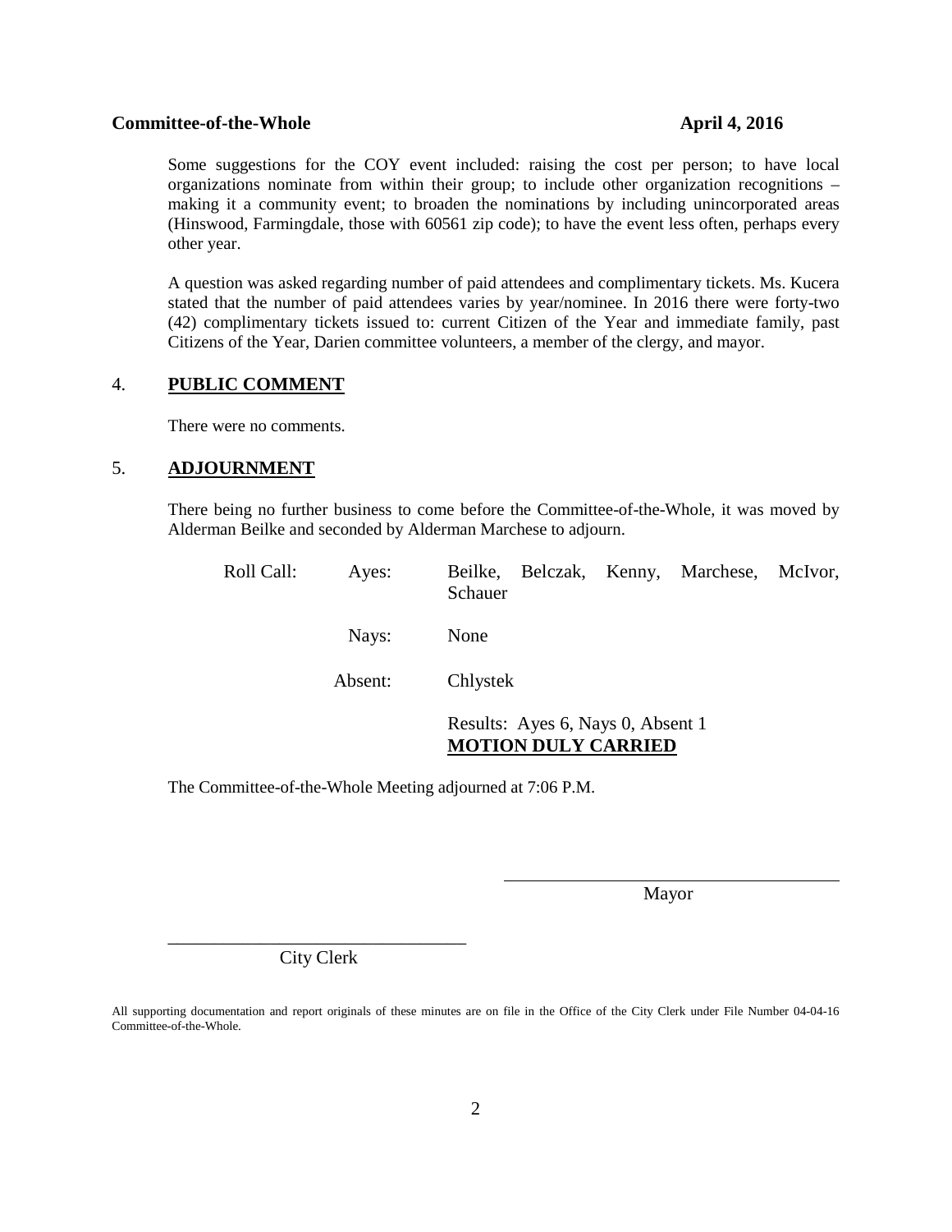Some suggestions for the COY event included: raising the cost per person; to have local organizations nominate from within their group; to include other organization recognitions – making it a community event; to broaden the nominations by including unincorporated areas (Hinswood, Farmingdale, those with 60561 zip code); to have the event less often, perhaps every other year.

A question was asked regarding number of paid attendees and complimentary tickets. Ms. Kucera stated that the number of paid attendees varies by year/nominee. In 2016 there were forty-two (42) complimentary tickets issued to: current Citizen of the Year and immediate family, past Citizens of the Year, Darien committee volunteers, a member of the clergy, and mayor.

## 4. PUBLIC COMMENT

There were no comments.

## 5. ADJOURNMENT

There being no further business to come before the Committee-of-the-Whole, it was moved by Alderman Beilke and seconded by Alderman Marchese to adjourn.

| | | |
|---|---|---|
| Roll Call: | Ayes: | Beilke, Belczak, Kenny, Marchese, McIvor, Schauer |
| | Nays: | None |
| | Absent: | Chlystek |

Results: Ayes 6, Nays 0, Absent 1
**MOTION DULY CARRIED**

The Committee-of-the-Whole Meeting adjourned at 7:06 P.M.

_________________________________
Mayor

_________________________________
City Clerk

All supporting documentation and report originals of these minutes are on file in the Office of the City Clerk under File Number 04-04-16 Committee-of-the-Whole.